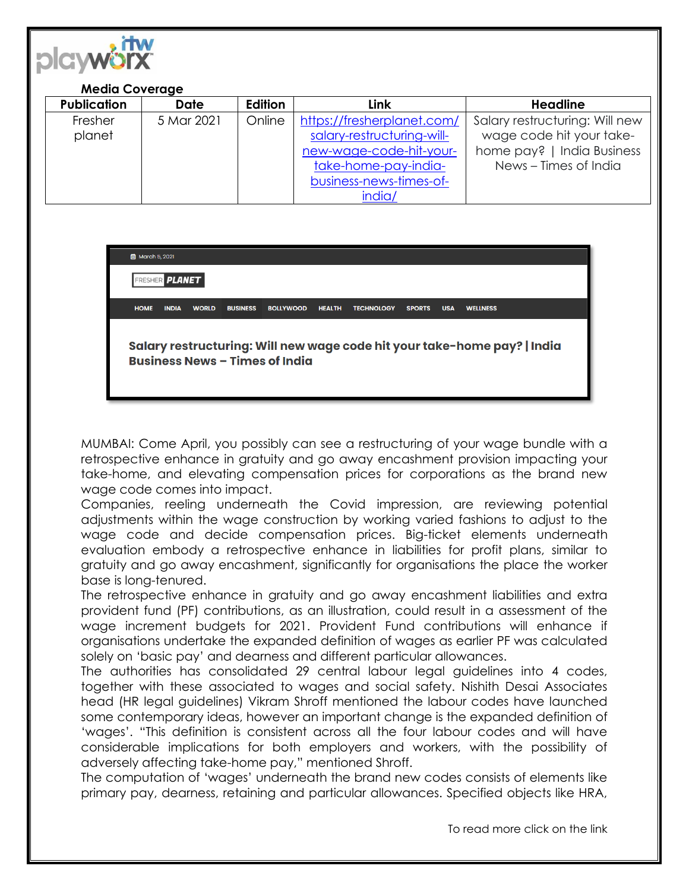**Media Coverage**

| Publication | Date | Edition | Link | Headline |
| --- | --- | --- | --- | --- |
| Fresher planet | 5 Mar 2021 | Online | https://fresherplanet.com/salary-restructuring-will-new-wage-code-hit-your-take-home-pay-india-business-news-times-of-india/ | Salary restructuring: Will new wage code hit your take-home pay? \| India Business News – Times of India |

March 5, 2021

FRESHER PLANET

HOME INDIA WORLD BUSINESS BOLLYWOOD HEALTH TECHNOLOGY SPORTS USA WELLNESS

**Salary restructuring: Will new wage code hit your take-home pay? | India Business News – Times of India**

MUMBAI: Come April, you possibly can see a restructuring of your wage bundle with a retrospective enhance in gratuity and go away encashment provision impacting your take-home, and elevating compensation prices for corporations as the brand new wage code comes into impact.

Companies, reeling underneath the Covid impression, are reviewing potential adjustments within the wage construction by working varied fashions to adjust to the wage code and decide compensation prices. Big-ticket elements underneath evaluation embody a retrospective enhance in liabilities for profit plans, similar to gratuity and go away encashment, significantly for organisations the place the worker base is long-tenured.

The retrospective enhance in gratuity and go away encashment liabilities and extra provident fund (PF) contributions, as an illustration, could result in a assessment of the wage increment budgets for 2021. Provident Fund contributions will enhance if organisations undertake the expanded definition of wages as earlier PF was calculated solely on 'basic pay' and dearness and different particular allowances.

The authorities has consolidated 29 central labour legal guidelines into 4 codes, together with these associated to wages and social safety. Nishith Desai Associates head (HR legal guidelines) Vikram Shroff mentioned the labour codes have launched some contemporary ideas, however an important change is the expanded definition of 'wages'. "This definition is consistent across all the four labour codes and will have considerable implications for both employers and workers, with the possibility of adversely affecting take-home pay," mentioned Shroff.

The computation of 'wages' underneath the brand new codes consists of elements like primary pay, dearness, retaining and particular allowances. Specified objects like HRA,

To read more click on the link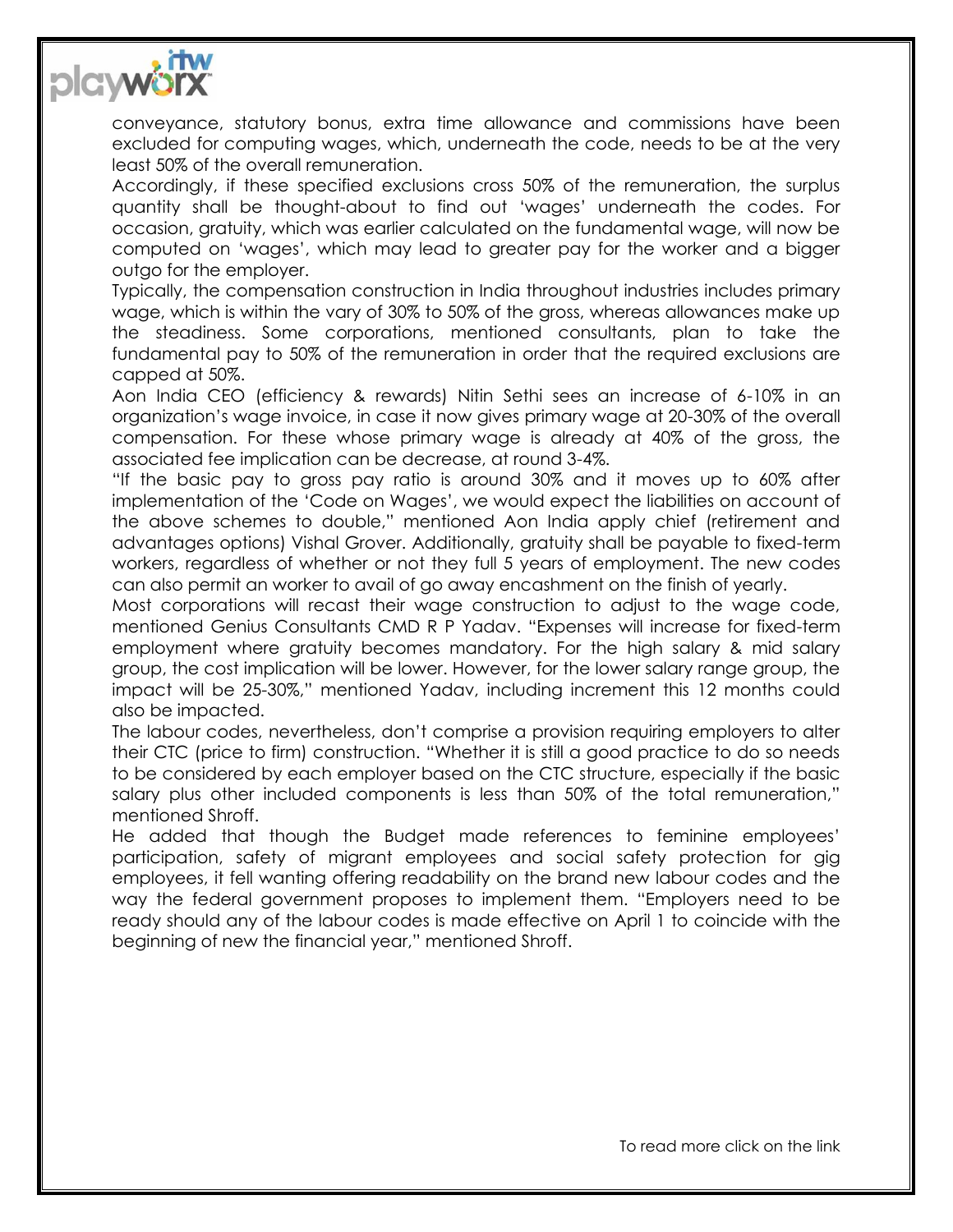conveyance, statutory bonus, extra time allowance and commissions have been excluded for computing wages, which, underneath the code, needs to be at the very least 50% of the overall remuneration.

Accordingly, if these specified exclusions cross 50% of the remuneration, the surplus quantity shall be thought-about to find out 'wages' underneath the codes. For occasion, gratuity, which was earlier calculated on the fundamental wage, will now be computed on 'wages', which may lead to greater pay for the worker and a bigger outgo for the employer.

Typically, the compensation construction in India throughout industries includes primary wage, which is within the vary of 30% to 50% of the gross, whereas allowances make up the steadiness. Some corporations, mentioned consultants, plan to take the fundamental pay to 50% of the remuneration in order that the required exclusions are capped at 50%.

Aon India CEO (efficiency & rewards) Nitin Sethi sees an increase of 6-10% in an organization's wage invoice, in case it now gives primary wage at 20-30% of the overall compensation. For these whose primary wage is already at 40% of the gross, the associated fee implication can be decrease, at round 3-4%.

"If the basic pay to gross pay ratio is around 30% and it moves up to 60% after implementation of the 'Code on Wages', we would expect the liabilities on account of the above schemes to double," mentioned Aon India apply chief (retirement and advantages options) Vishal Grover. Additionally, gratuity shall be payable to fixed-term workers, regardless of whether or not they full 5 years of employment. The new codes can also permit an worker to avail of go away encashment on the finish of yearly.

Most corporations will recast their wage construction to adjust to the wage code, mentioned Genius Consultants CMD R P Yadav. "Expenses will increase for fixed-term employment where gratuity becomes mandatory. For the high salary & mid salary group, the cost implication will be lower. However, for the lower salary range group, the impact will be 25-30%," mentioned Yadav, including increment this 12 months could also be impacted.

The labour codes, nevertheless, don't comprise a provision requiring employers to alter their CTC (price to firm) construction. "Whether it is still a good practice to do so needs to be considered by each employer based on the CTC structure, especially if the basic salary plus other included components is less than 50% of the total remuneration," mentioned Shroff.

He added that though the Budget made references to feminine employees' participation, safety of migrant employees and social safety protection for gig employees, it fell wanting offering readability on the brand new labour codes and the way the federal government proposes to implement them. "Employers need to be ready should any of the labour codes is made effective on April 1 to coincide with the beginning of new the financial year," mentioned Shroff.

To read more click on the link